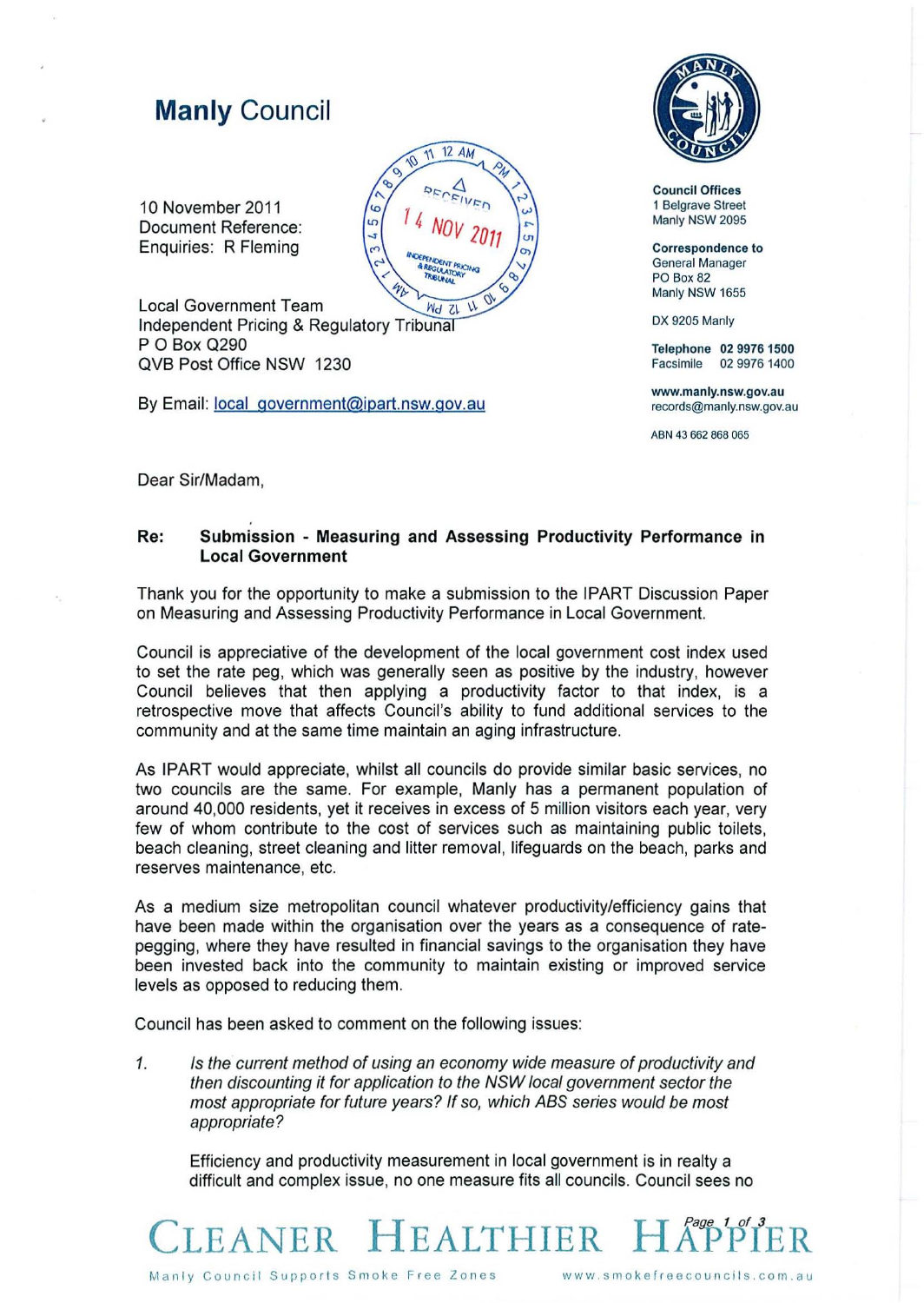# **Manly** Council

10 November 2011
Document Reference:
Enquiries: R Fleming

RECEIVED 14 NOV 2011 INDEPENDENT PRICING & REGULATORY TRIBUNAL

**Council Offices**
1 Belgrave Street
Manly NSW 2095

**Correspondence to**
General Manager
PO Box 82
Manly NSW 1655

DX 9205 Manly

**Telephone** 02 9976 1500
Facsimile 02 9976 1400

**www.manly.nsw.gov.au**
records@manly.nsw.gov.au

ABN 43 662 868 065

Local Government Team
Independent Pricing & Regulatory Tribunal
P O Box Q290
QVB Post Office NSW 1230

By Email: local_government@ipart.nsw.gov.au

Dear Sir/Madam,

**Re: Submission - Measuring and Assessing Productivity Performance in Local Government**

Thank you for the opportunity to make a submission to the IPART Discussion Paper on Measuring and Assessing Productivity Performance in Local Government.

Council is appreciative of the development of the local government cost index used to set the rate peg, which was generally seen as positive by the industry, however Council believes that then applying a productivity factor to that index, is a retrospective move that affects Council's ability to fund additional services to the community and at the same time maintain an aging infrastructure.

As IPART would appreciate, whilst all councils do provide similar basic services, no two councils are the same. For example, Manly has a permanent population of around 40,000 residents, yet it receives in excess of 5 million visitors each year, very few of whom contribute to the cost of services such as maintaining public toilets, beach cleaning, street cleaning and litter removal, lifeguards on the beach, parks and reserves maintenance, etc.

As a medium size metropolitan council whatever productivity/efficiency gains that have been made within the organisation over the years as a consequence of rate-pegging, where they have resulted in financial savings to the organisation they have been invested back into the community to maintain existing or improved service levels as opposed to reducing them.

Council has been asked to comment on the following issues:

1. *Is the current method of using an economy wide measure of productivity and then discounting it for application to the NSW local government sector the most appropriate for future years? If so, which ABS series would be most appropriate?*

   Efficiency and productivity measurement in local government is in realty a difficult and complex issue, no one measure fits all councils. Council sees no

CLEANER HEALTHIER HAPPIER

Manly Council Supports Smoke Free Zones www.smokefreecouncils.com.au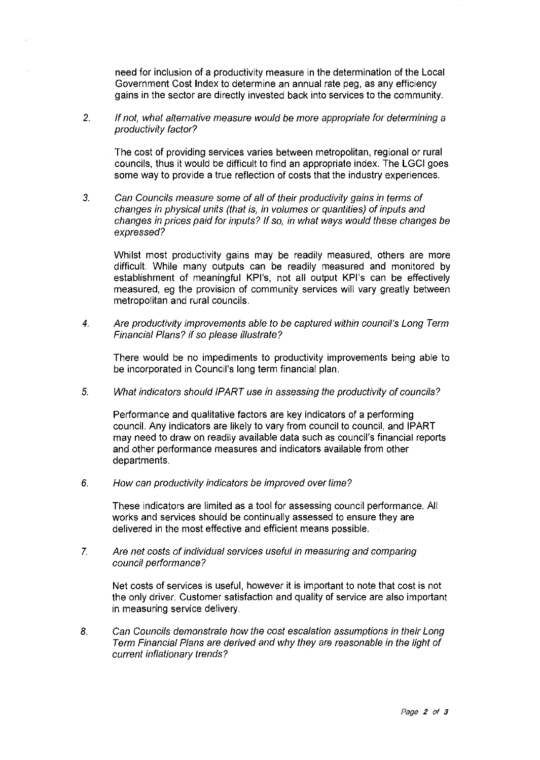need for inclusion of a productivity measure in the determination of the Local Government Cost Index to determine an annual rate peg, as any efficiency gains in the sector are directly invested back into services to the community.

2. *If not, what alternative measure would be more appropriate for determining a productivity factor?*

   The cost of providing services varies between metropolitan, regional or rural councils, thus it would be difficult to find an appropriate index. The LGCI goes some way to provide a true reflection of costs that the industry experiences.

3. *Can Councils measure some of all of their productivity gains in terms of changes in physical units (that is, in volumes or quantities) of inputs and changes in prices paid for inputs? If so, in what ways would these changes be expressed?*

   Whilst most productivity gains may be readily measured, others are more difficult. While many outputs can be readily measured and monitored by establishment of meaningful KPI's, not all output KPI's can be effectively measured, eg the provision of community services will vary greatly between metropolitan and rural councils.

4. *Are productivity improvements able to be captured within council's Long Term Financial Plans? if so please illustrate?*

   There would be no impediments to productivity improvements being able to be incorporated in Council's long term financial plan.

5. *What indicators should IPART use in assessing the productivity of councils?*

   Performance and qualitative factors are key indicators of a performing council. Any indicators are likely to vary from council to council, and IPART may need to draw on readily available data such as council's financial reports and other performance measures and indicators available from other departments.

6. *How can productivity indicators be improved over time?*

   These indicators are limited as a tool for assessing council performance. All works and services should be continually assessed to ensure they are delivered in the most effective and efficient means possible.

7. *Are net costs of individual services useful in measuring and comparing council performance?*

   Net costs of services is useful, however it is important to note that cost is not the only driver. Customer satisfaction and quality of service are also important in measuring service delivery.

8. *Can Councils demonstrate how the cost escalation assumptions in their Long Term Financial Plans are derived and why they are reasonable in the light of current inflationary trends?*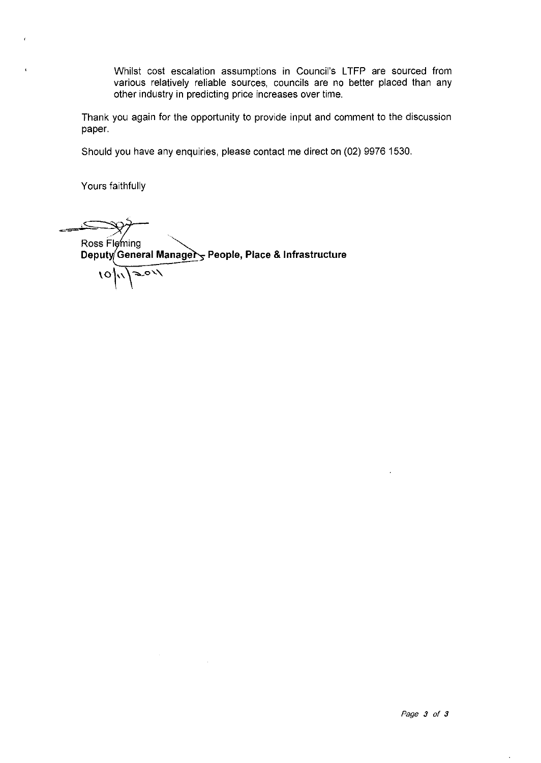Whilst cost escalation assumptions in Council's LTFP are sourced from various relatively reliable sources, councils are no better placed than any other industry in predicting price increases over time.

Thank you again for the opportunity to provide input and comment to the discussion paper.

Should you have any enquiries, please contact me direct on (02) 9976 1530.

Yours faithfully

Ross Fleming
**Deputy General Manager – People, Place & Infrastructure**
10/11/2011